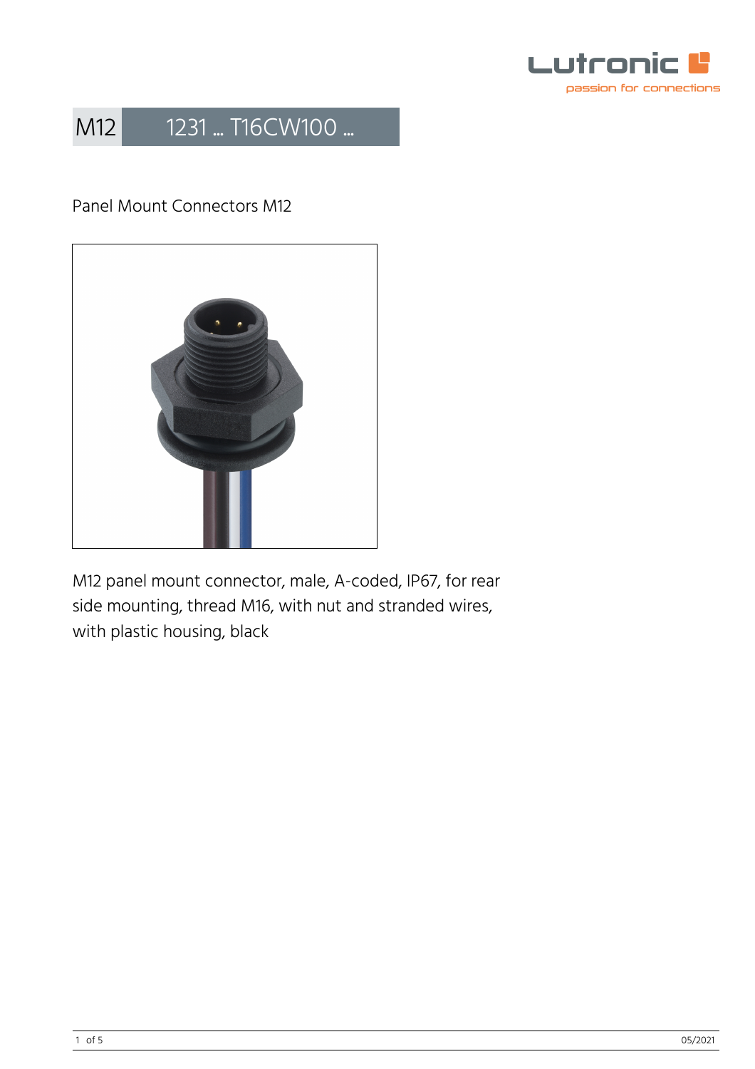# M12 1231 ... T16CW100 ...

Panel Mount Connectors M12

M12 panel mount connector, male, A-coded, IP67, for rear side mounting, thread M16, with nut and stranded wires, with plastic housing, black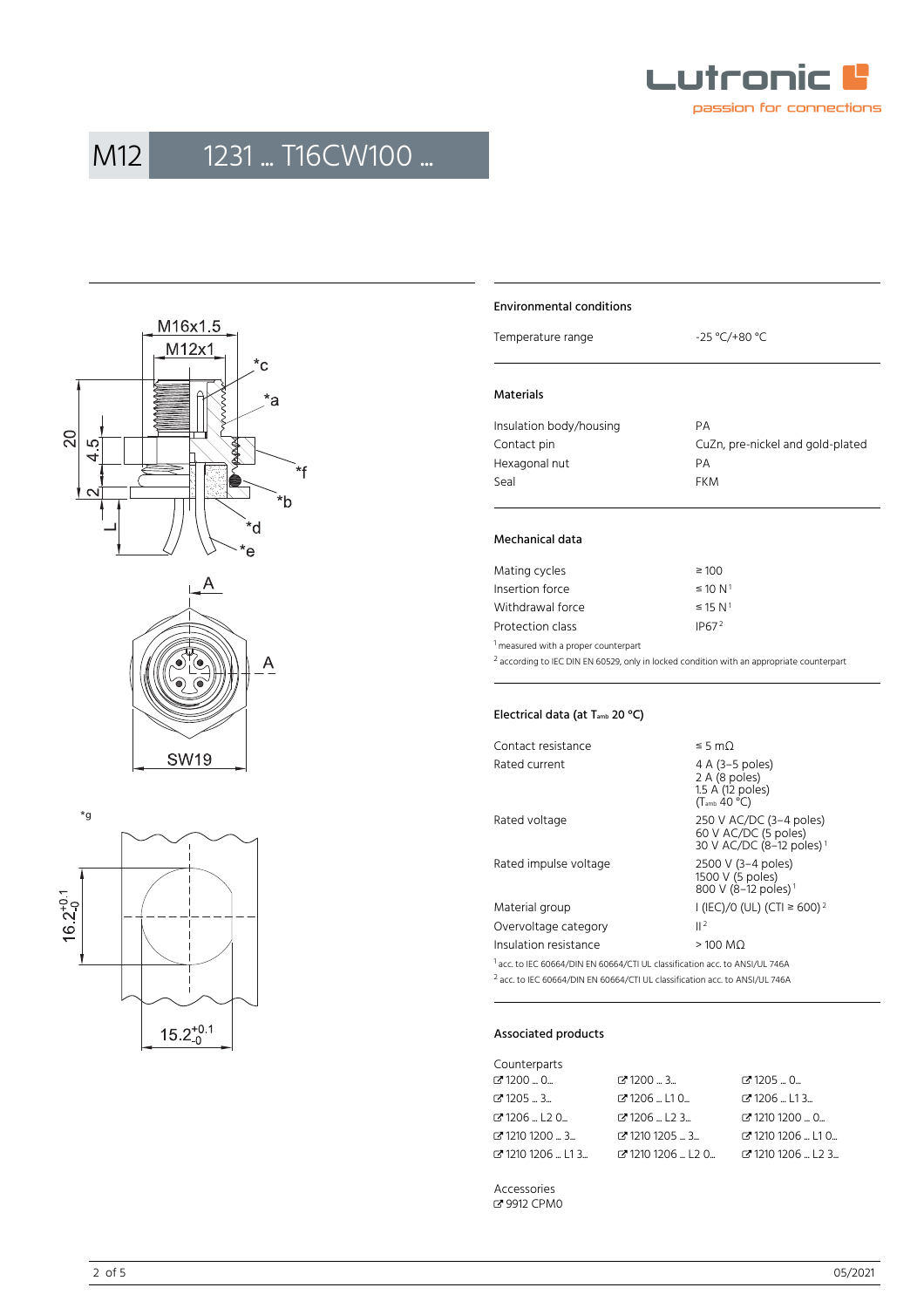# M12 1231 ... T16CW100 ...

M16x1.5
M12x1
*c
*a
*f
*b
*d
*e
20
4.5
2
L
A
A
SW19
*g
$16.2^{+0.1}_{-0}$
$15.2^{+0.1}_{-0}$

## Environmental conditions

| | |
|---|---|
| Temperature range | -25 °C/+80 °C |

## Materials

| | |
|---|---|
| Insulation body/housing | PA |
| Contact pin | CuZn, pre-nickel and gold-plated |
| Hexagonal nut | PA |
| Seal | FKM |

## Mechanical data

| | |
|---|---|
| Mating cycles | ≥ 100 |
| Insertion force | ≤ 10 N [1] |
| Withdrawal force | ≤ 15 N [1] |
| Protection class | IP67 [2] |

[1] measured with a proper counterpart
[2] according to IEC DIN EN 60529, only in locked condition with an appropriate counterpart

## Electrical data (at $T_{amb}$ 20 °C)

| | |
|---|---|
| Contact resistance | ≤ 5 mΩ |
| Rated current | 4 A (3–5 poles)<br>2 A (8 poles)<br>1.5 A (12 poles)<br>($T_{amb}$ 40 °C) |
| Rated voltage | 250 V AC/DC (3–4 poles)<br>60 V AC/DC (5 poles)<br>30 V AC/DC (8–12 poles) [1] |
| Rated impulse voltage | 2500 V (3–4 poles)<br>1500 V (5 poles)<br>800 V (8–12 poles) [1] |
| Material group | I (IEC)/0 (UL) (CTI ≥ 600) [2] |
| Overvoltage category | II [2] |
| Insulation resistance | > 100 MΩ |

[1] acc. to IEC 60664/DIN EN 60664/CTI UL classification acc. to ANSI/UL 746A
[2] acc. to IEC 60664/DIN EN 60664/CTI UL classification acc. to ANSI/UL 746A

## Associated products

Counterparts

| | | |
|---|---|---|
| 1200 ... 0... | 1200 ... 3... | 1205 ... 0... |
| 1205 ... 3... | 1206 ... L1 0... | 1206 ... L1 3... |
| 1206 ... L2 0... | 1206 ... L2 3... | 1210 1200 ... 0... |
| 1210 1200 ... 3... | 1210 1205 ... 3... | 1210 1206 ... L1 0... |
| 1210 1206 ... L1 3... | 1210 1206 ... L2 0... | 1210 1206 ... L2 3... |

Accessories
9912 CPM0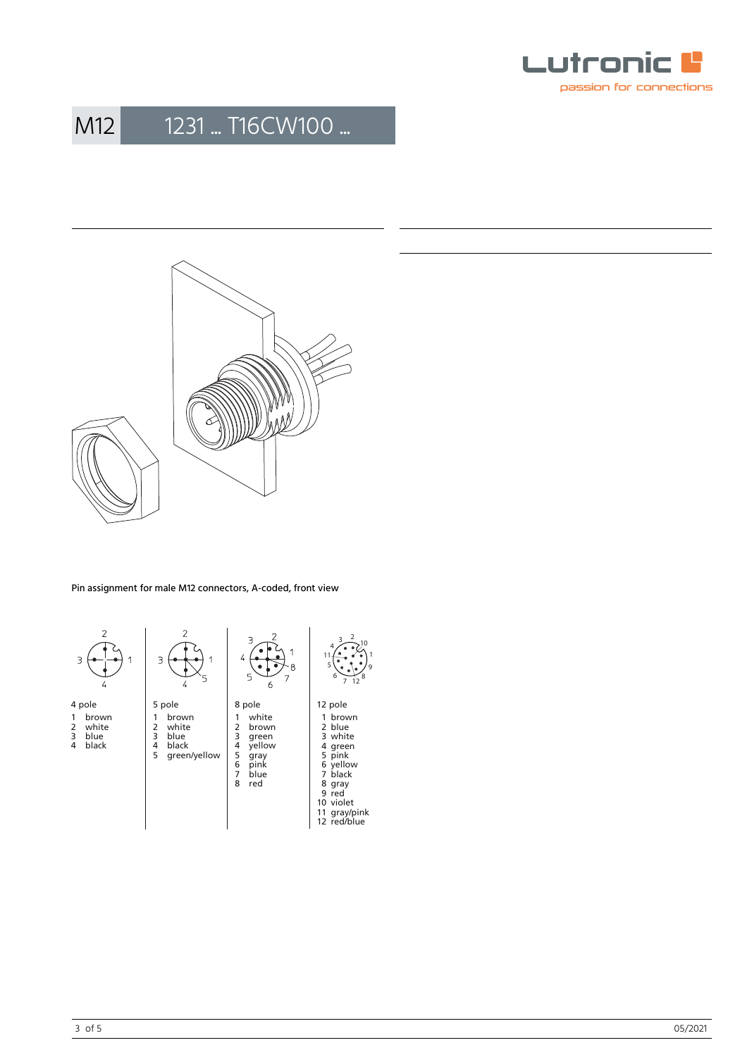# M12 1231 ... T16CW100 ...

Pin assignment for male M12 connectors, A-coded, front view

| 4 pole | 5 pole | 8 pole | 12 pole |
|---|---|---|---|
| 1 brown | 1 brown | 1 white | 1 brown |
| 2 white | 2 white | 2 brown | 2 blue |
| 3 blue | 3 blue | 3 green | 3 white |
| 4 black | 4 black | 4 yellow | 4 green |
| | 5 green/yellow | 5 gray | 5 pink |
| | | 6 pink | 6 yellow |
| | | 7 blue | 7 black |
| | | 8 red | 8 gray |
| | | | 9 red |
| | | | 10 violet |
| | | | 11 gray/pink |
| | | | 12 red/blue |

05/2021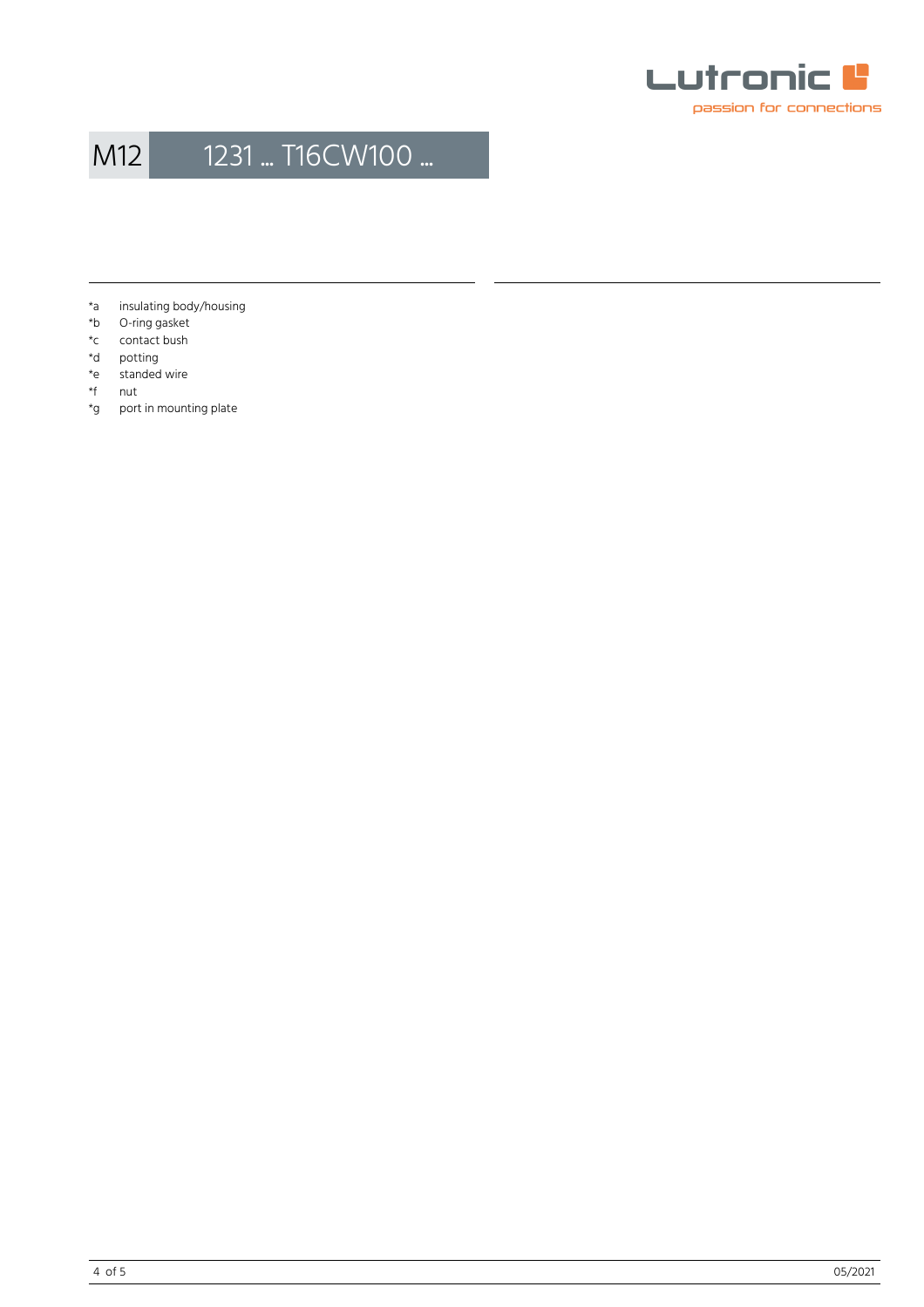*a insulating body/housing
*b O-ring gasket
*c contact bush
*d potting
*e standed wire
*f nut
*g port in mounting plate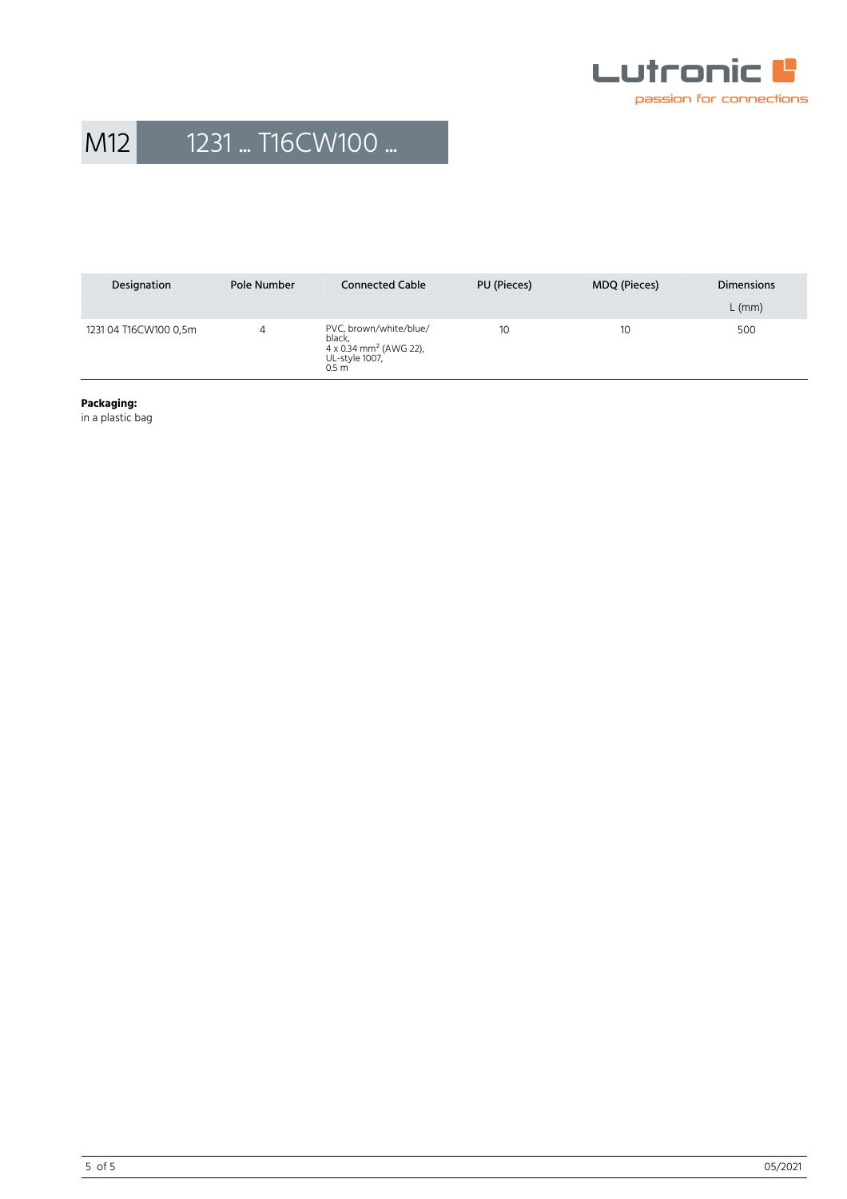# M12 1231 ... T16CW100 ...

| Designation | Pole Number | Connected Cable | PU (Pieces) | MDQ (Pieces) | Dimensions |
| --- | --- | --- | --- | --- | --- |
| | | | | | L (mm) |
| 1231 04 T16CW100 0,5m | 4 | PVC, brown/white/blue/ black, 4 x 0.34 $mm^2$ (AWG 22), UL-style 1007, 0.5 m | 10 | 10 | 500 |

**Packaging:**
in a plastic bag